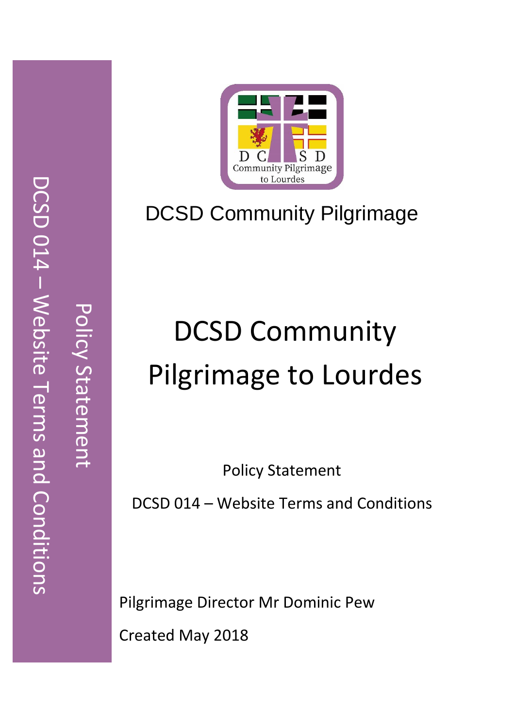DCSD Community Pilgrimage

# DCSD Community Pilgrimage to Lourdes

Policy Statement

DCSD 014 – Website Terms and Conditions

Pilgrimage Director Mr Dominic Pew

Created May 2018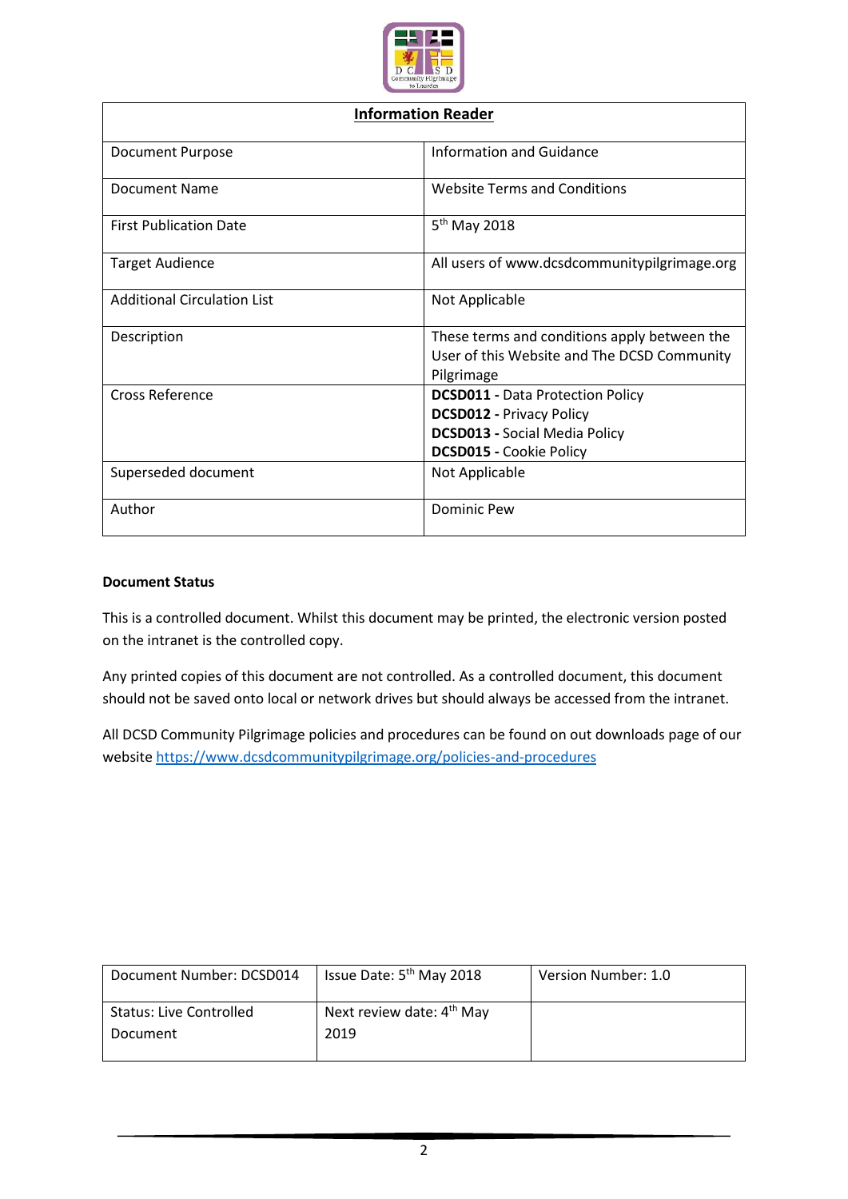| Information Reader | |
|---|---|
| Document Purpose | Information and Guidance |
| Document Name | Website Terms and Conditions |
| First Publication Date | 5th May 2018 |
| Target Audience | All users of www.dcsdcommunitypilgrimage.org |
| Additional Circulation List | Not Applicable |
| Description | These terms and conditions apply between the User of this Website and The DCSD Community Pilgrimage |
| Cross Reference | **DCSD011 -** Data Protection Policy<br>**DCSD012 -** Privacy Policy<br>**DCSD013 -** Social Media Policy<br>**DCSD015 -** Cookie Policy |
| Superseded document | Not Applicable |
| Author | Dominic Pew |

**Document Status**

This is a controlled document. Whilst this document may be printed, the electronic version posted on the intranet is the controlled copy.

Any printed copies of this document are not controlled. As a controlled document, this document should not be saved onto local or network drives but should always be accessed from the intranet.

All DCSD Community Pilgrimage policies and procedures can be found on out downloads page of our website https://www.dcsdcommunitypilgrimage.org/policies-and-procedures

| Document Number: DCSD014 | Issue Date: 5th May 2018 | Version Number: 1.0 |
|---|---|---|
| Status: Live Controlled Document | Next review date: 4th May 2019 | |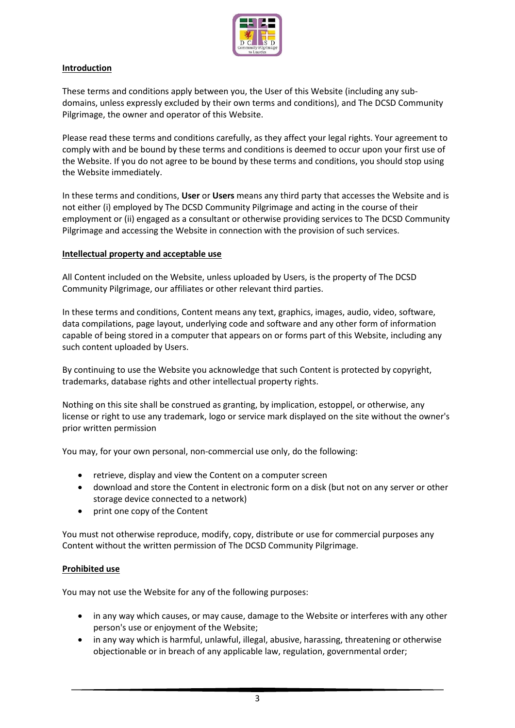## Introduction

These terms and conditions apply between you, the User of this Website (including any sub-domains, unless expressly excluded by their own terms and conditions), and The DCSD Community Pilgrimage, the owner and operator of this Website.

Please read these terms and conditions carefully, as they affect your legal rights. Your agreement to comply with and be bound by these terms and conditions is deemed to occur upon your first use of the Website. If you do not agree to be bound by these terms and conditions, you should stop using the Website immediately.

In these terms and conditions, **User** or **Users** means any third party that accesses the Website and is not either (i) employed by The DCSD Community Pilgrimage and acting in the course of their employment or (ii) engaged as a consultant or otherwise providing services to The DCSD Community Pilgrimage and accessing the Website in connection with the provision of such services.

## Intellectual property and acceptable use

All Content included on the Website, unless uploaded by Users, is the property of The DCSD Community Pilgrimage, our affiliates or other relevant third parties.

In these terms and conditions, Content means any text, graphics, images, audio, video, software, data compilations, page layout, underlying code and software and any other form of information capable of being stored in a computer that appears on or forms part of this Website, including any such content uploaded by Users.

By continuing to use the Website you acknowledge that such Content is protected by copyright, trademarks, database rights and other intellectual property rights.

Nothing on this site shall be construed as granting, by implication, estoppel, or otherwise, any license or right to use any trademark, logo or service mark displayed on the site without the owner's prior written permission

You may, for your own personal, non-commercial use only, do the following:

- retrieve, display and view the Content on a computer screen
- download and store the Content in electronic form on a disk (but not on any server or other storage device connected to a network)
- print one copy of the Content

You must not otherwise reproduce, modify, copy, distribute or use for commercial purposes any Content without the written permission of The DCSD Community Pilgrimage.

## Prohibited use

You may not use the Website for any of the following purposes:

- in any way which causes, or may cause, damage to the Website or interferes with any other person's use or enjoyment of the Website;
- in any way which is harmful, unlawful, illegal, abusive, harassing, threatening or otherwise objectionable or in breach of any applicable law, regulation, governmental order;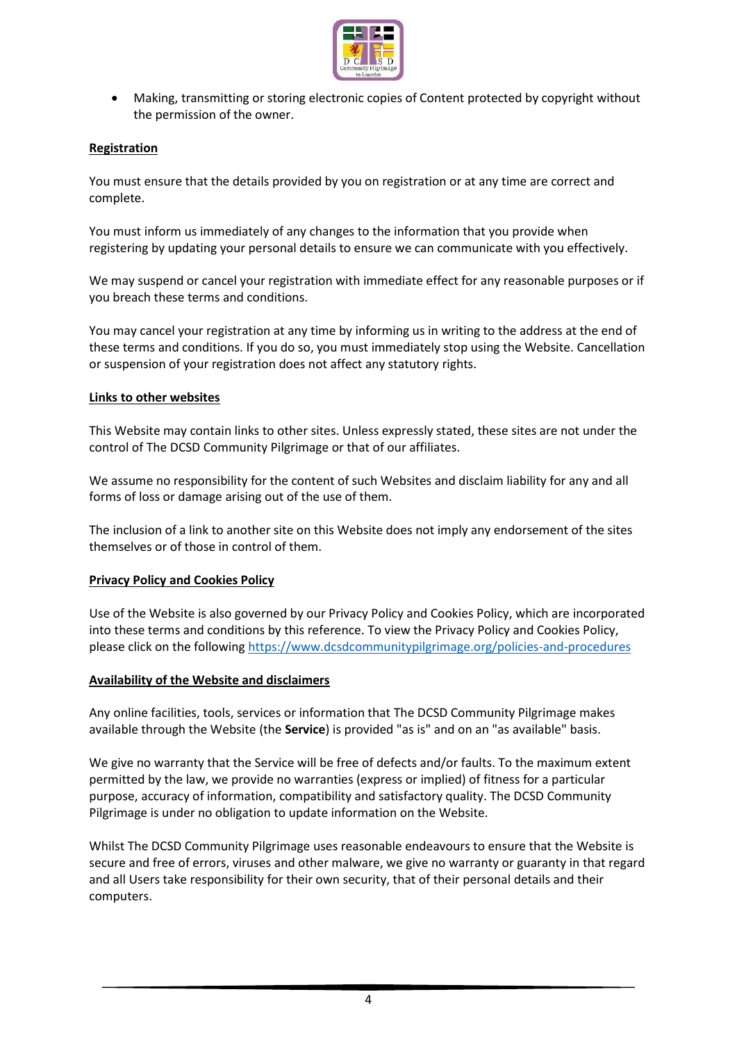- Making, transmitting or storing electronic copies of Content protected by copyright without the permission of the owner.

## Registration

You must ensure that the details provided by you on registration or at any time are correct and complete.

You must inform us immediately of any changes to the information that you provide when registering by updating your personal details to ensure we can communicate with you effectively.

We may suspend or cancel your registration with immediate effect for any reasonable purposes or if you breach these terms and conditions.

You may cancel your registration at any time by informing us in writing to the address at the end of these terms and conditions. If you do so, you must immediately stop using the Website. Cancellation or suspension of your registration does not affect any statutory rights.

## Links to other websites

This Website may contain links to other sites. Unless expressly stated, these sites are not under the control of The DCSD Community Pilgrimage or that of our affiliates.

We assume no responsibility for the content of such Websites and disclaim liability for any and all forms of loss or damage arising out of the use of them.

The inclusion of a link to another site on this Website does not imply any endorsement of the sites themselves or of those in control of them.

## Privacy Policy and Cookies Policy

Use of the Website is also governed by our Privacy Policy and Cookies Policy, which are incorporated into these terms and conditions by this reference. To view the Privacy Policy and Cookies Policy, please click on the following https://www.dcsdcommunitypilgrimage.org/policies-and-procedures

## Availability of the Website and disclaimers

Any online facilities, tools, services or information that The DCSD Community Pilgrimage makes available through the Website (the **Service**) is provided "as is" and on an "as available" basis.

We give no warranty that the Service will be free of defects and/or faults. To the maximum extent permitted by the law, we provide no warranties (express or implied) of fitness for a particular purpose, accuracy of information, compatibility and satisfactory quality. The DCSD Community Pilgrimage is under no obligation to update information on the Website.

Whilst The DCSD Community Pilgrimage uses reasonable endeavours to ensure that the Website is secure and free of errors, viruses and other malware, we give no warranty or guaranty in that regard and all Users take responsibility for their own security, that of their personal details and their computers.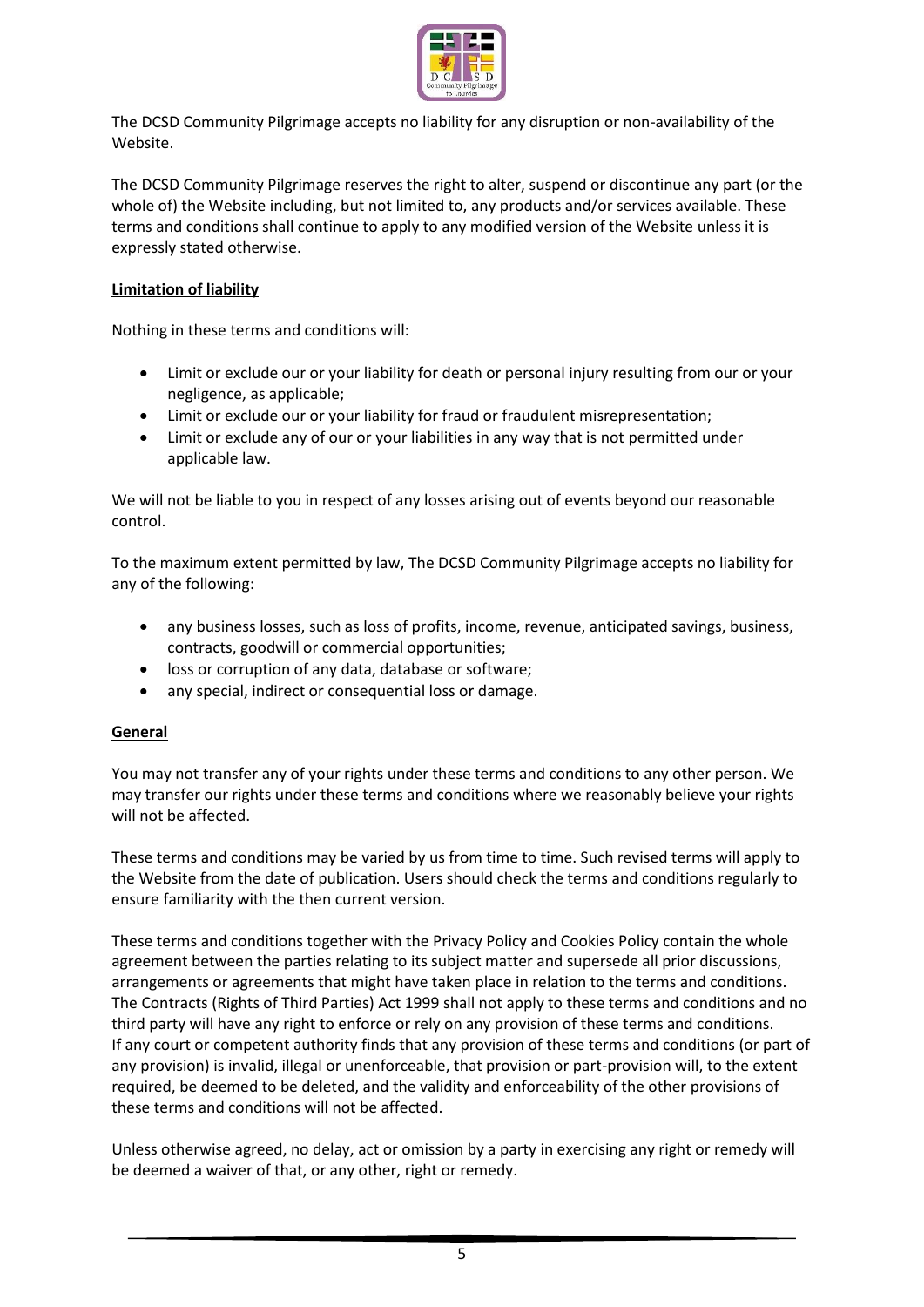The DCSD Community Pilgrimage accepts no liability for any disruption or non-availability of the Website.

The DCSD Community Pilgrimage reserves the right to alter, suspend or discontinue any part (or the whole of) the Website including, but not limited to, any products and/or services available. These terms and conditions shall continue to apply to any modified version of the Website unless it is expressly stated otherwise.

**Limitation of liability**

Nothing in these terms and conditions will:

- Limit or exclude our or your liability for death or personal injury resulting from our or your negligence, as applicable;
- Limit or exclude our or your liability for fraud or fraudulent misrepresentation;
- Limit or exclude any of our or your liabilities in any way that is not permitted under applicable law.

We will not be liable to you in respect of any losses arising out of events beyond our reasonable control.

To the maximum extent permitted by law, The DCSD Community Pilgrimage accepts no liability for any of the following:

- any business losses, such as loss of profits, income, revenue, anticipated savings, business, contracts, goodwill or commercial opportunities;
- loss or corruption of any data, database or software;
- any special, indirect or consequential loss or damage.

**General**

You may not transfer any of your rights under these terms and conditions to any other person. We may transfer our rights under these terms and conditions where we reasonably believe your rights will not be affected.

These terms and conditions may be varied by us from time to time. Such revised terms will apply to the Website from the date of publication. Users should check the terms and conditions regularly to ensure familiarity with the then current version.

These terms and conditions together with the Privacy Policy and Cookies Policy contain the whole agreement between the parties relating to its subject matter and supersede all prior discussions, arrangements or agreements that might have taken place in relation to the terms and conditions. The Contracts (Rights of Third Parties) Act 1999 shall not apply to these terms and conditions and no third party will have any right to enforce or rely on any provision of these terms and conditions. If any court or competent authority finds that any provision of these terms and conditions (or part of any provision) is invalid, illegal or unenforceable, that provision or part-provision will, to the extent required, be deemed to be deleted, and the validity and enforceability of the other provisions of these terms and conditions will not be affected.

Unless otherwise agreed, no delay, act or omission by a party in exercising any right or remedy will be deemed a waiver of that, or any other, right or remedy.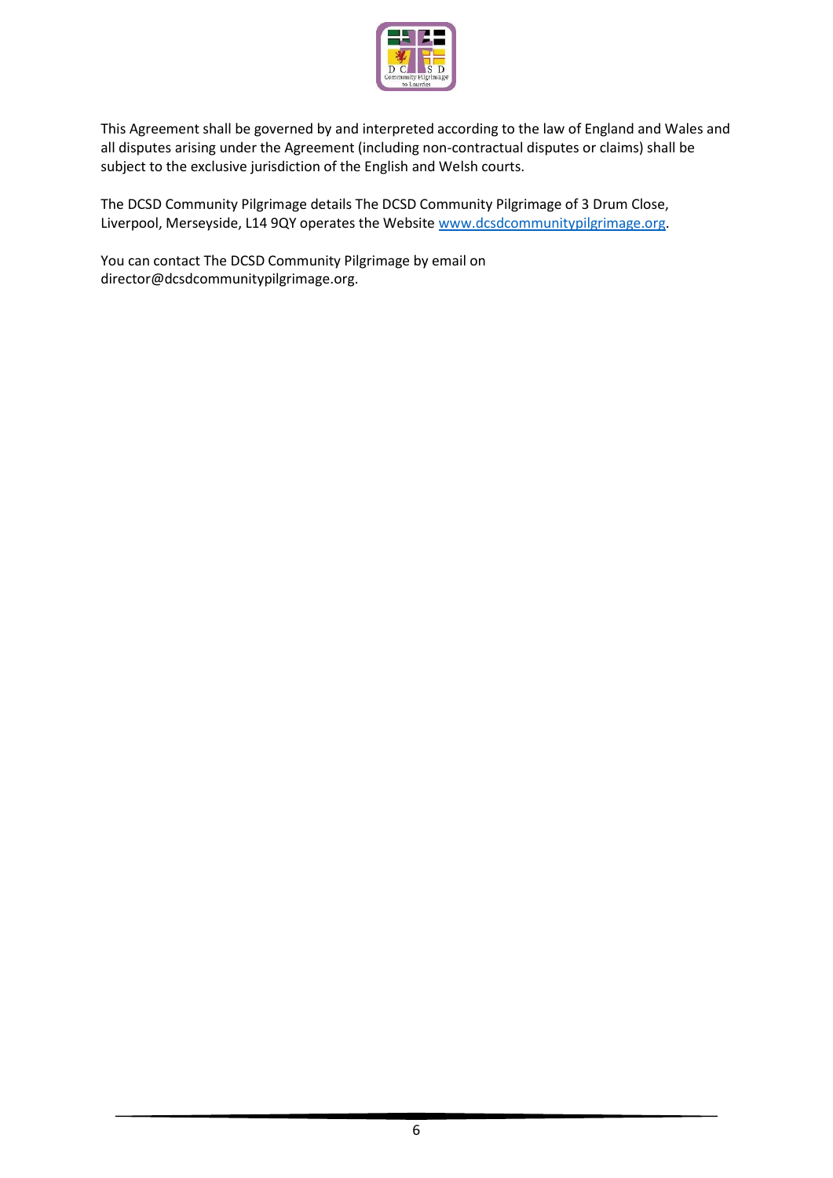This Agreement shall be governed by and interpreted according to the law of England and Wales and all disputes arising under the Agreement (including non-contractual disputes or claims) shall be subject to the exclusive jurisdiction of the English and Welsh courts.

The DCSD Community Pilgrimage details The DCSD Community Pilgrimage of 3 Drum Close, Liverpool, Merseyside, L14 9QY operates the Website [www.dcsdcommunitypilgrimage.org](http://www.dcsdcommunitypilgrimage.org).

You can contact The DCSD Community Pilgrimage by email on director@dcsdcommunitypilgrimage.org.